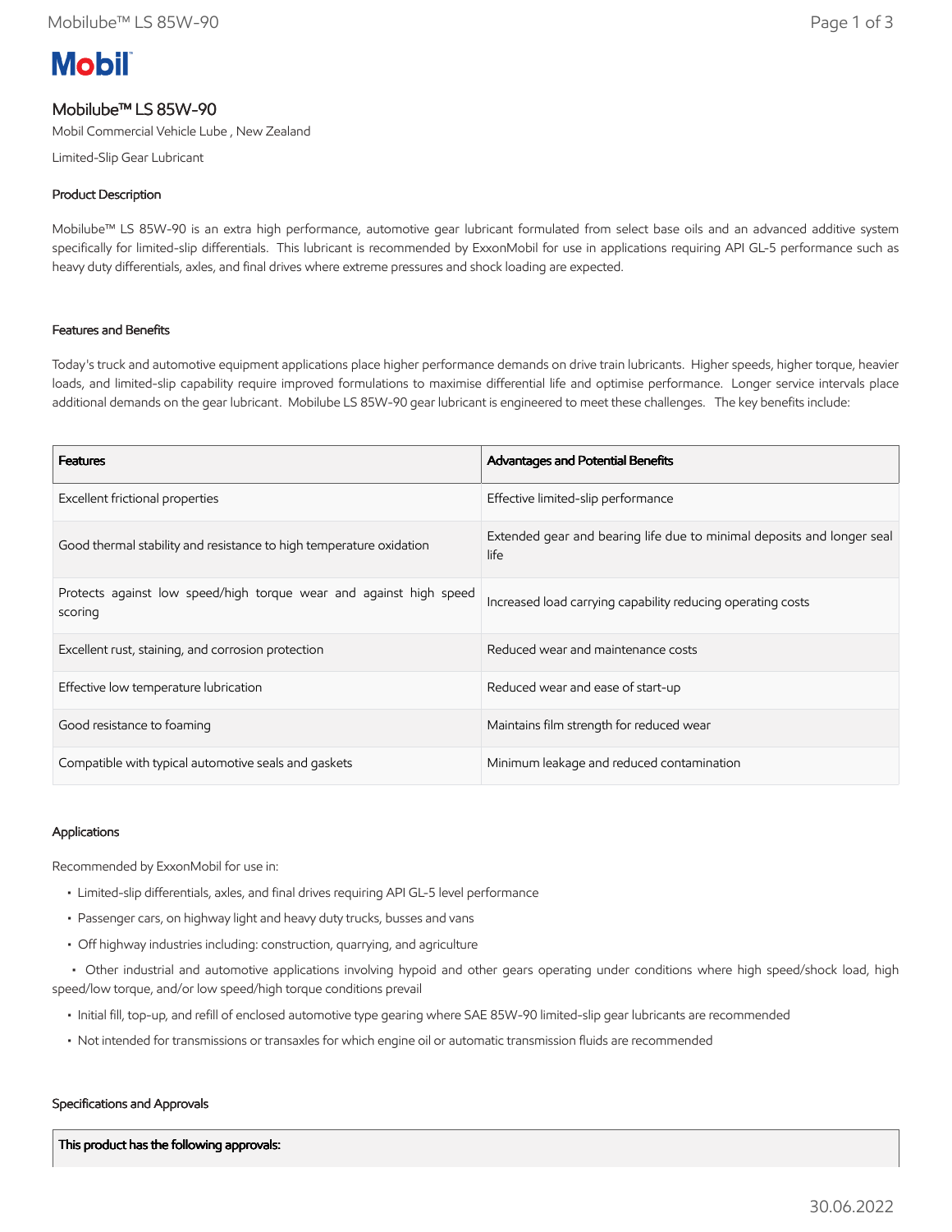Mobil

# Mobilube™ LS 85W-90

Mobil Commercial Vehicle Lube , New Zealand

Limited-Slip Gear Lubricant

## Product Description

Mobilube™ LS 85W-90 is an extra high performance, automotive gear lubricant formulated from select base oils and an advanced additive system specifically for limited-slip differentials. This lubricant is recommended by ExxonMobil for use in applications requiring API GL-5 performance such as heavy duty differentials, axles, and final drives where extreme pressures and shock loading are expected.

## Features and Benefits

Today's truck and automotive equipment applications place higher performance demands on drive train lubricants. Higher speeds, higher torque, heavier loads, and limited-slip capability require improved formulations to maximise differential life and optimise performance. Longer service intervals place additional demands on the gear lubricant. Mobilube LS 85W-90 gear lubricant is engineered to meet these challenges. The key benefits include:

| Features | Advantages and Potential Benefits |
|---|---|
| Excellent frictional properties | Effective limited-slip performance |
| Good thermal stability and resistance to high temperature oxidation | Extended gear and bearing life due to minimal deposits and longer seal life |
| Protects against low speed/high torque wear and against high speed scoring | Increased load carrying capability reducing operating costs |
| Excellent rust, staining, and corrosion protection | Reduced wear and maintenance costs |
| Effective low temperature lubrication | Reduced wear and ease of start-up |
| Good resistance to foaming | Maintains film strength for reduced wear |
| Compatible with typical automotive seals and gaskets | Minimum leakage and reduced contamination |

## Applications

Recommended by ExxonMobil for use in:

- Limited-slip differentials, axles, and final drives requiring API GL-5 level performance
- Passenger cars, on highway light and heavy duty trucks, busses and vans
- Off highway industries including: construction, quarrying, and agriculture
- Other industrial and automotive applications involving hypoid and other gears operating under conditions where high speed/shock load, high speed/low torque, and/or low speed/high torque conditions prevail
- Initial fill, top-up, and refill of enclosed automotive type gearing where SAE 85W-90 limited-slip gear lubricants are recommended
- Not intended for transmissions or transaxles for which engine oil or automatic transmission fluids are recommended

## Specifications and Approvals

| This product has the following approvals: |
|---|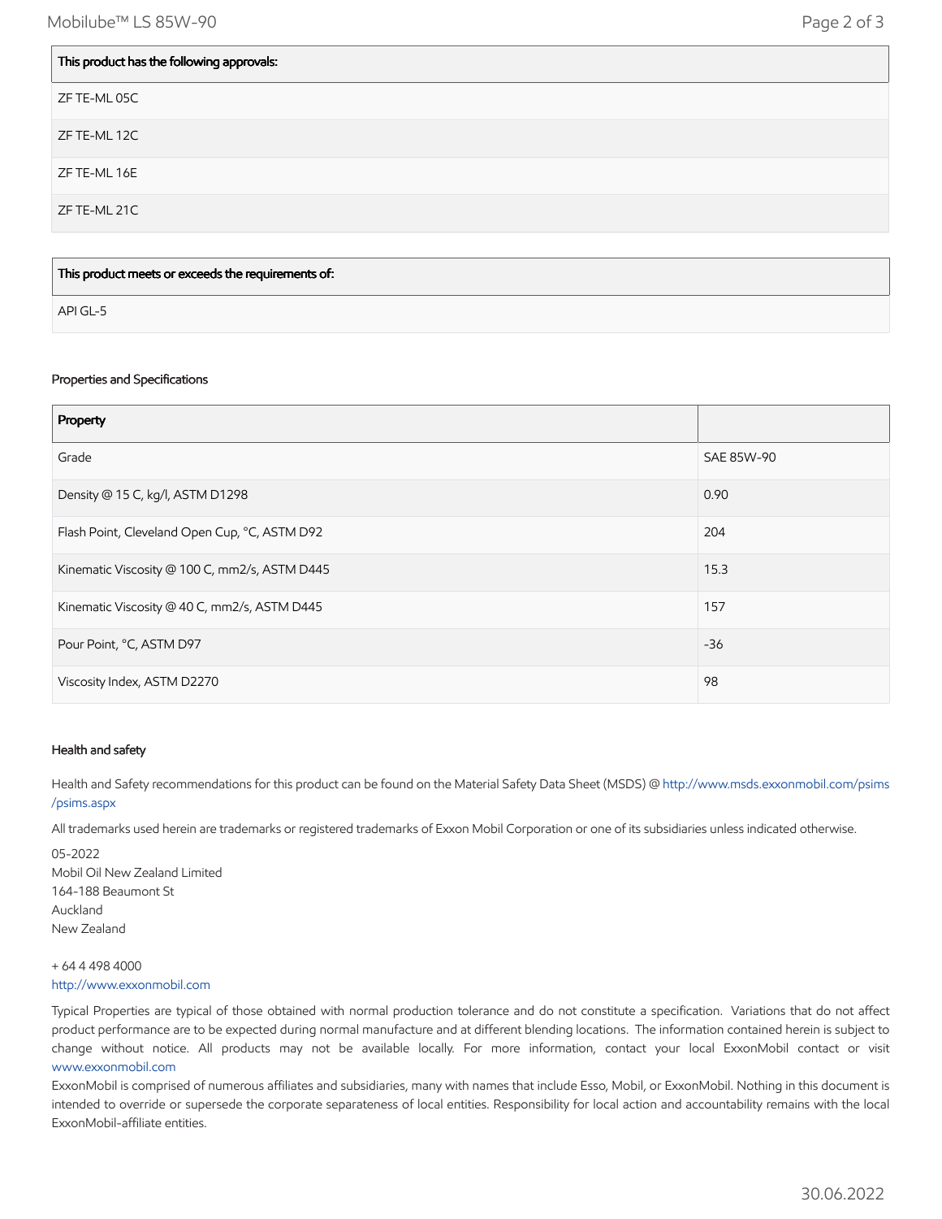| This product has the following approvals: |
| --- |
| ZF TE-ML 05C |
| ZF TE-ML 12C |
| ZF TE-ML 16E |
| ZF TE-ML 21C |

| This product meets or exceeds the requirements of: |
| --- |
| API GL-5 |

### Properties and Specifications

| Property | |
| --- | --- |
| Grade | SAE 85W-90 |
| Density @ 15 C, kg/l, ASTM D1298 | 0.90 |
| Flash Point, Cleveland Open Cup, °C, ASTM D92 | 204 |
| Kinematic Viscosity @ 100 C, mm2/s, ASTM D445 | 15.3 |
| Kinematic Viscosity @ 40 C, mm2/s, ASTM D445 | 157 |
| Pour Point, °C, ASTM D97 | -36 |
| Viscosity Index, ASTM D2270 | 98 |

### Health and safety

Health and Safety recommendations for this product can be found on the Material Safety Data Sheet (MSDS) @ http://www.msds.exxonmobil.com/psims/psims.aspx

All trademarks used herein are trademarks or registered trademarks of Exxon Mobil Corporation or one of its subsidiaries unless indicated otherwise.

05-2022
Mobil Oil New Zealand Limited
164-188 Beaumont St
Auckland
New Zealand

+ 64 4 498 4000
http://www.exxonmobil.com

Typical Properties are typical of those obtained with normal production tolerance and do not constitute a specification. Variations that do not affect product performance are to be expected during normal manufacture and at different blending locations. The information contained herein is subject to change without notice. All products may not be available locally. For more information, contact your local ExxonMobil contact or visit www.exxonmobil.com

ExxonMobil is comprised of numerous affiliates and subsidiaries, many with names that include Esso, Mobil, or ExxonMobil. Nothing in this document is intended to override or supersede the corporate separateness of local entities. Responsibility for local action and accountability remains with the local ExxonMobil-affiliate entities.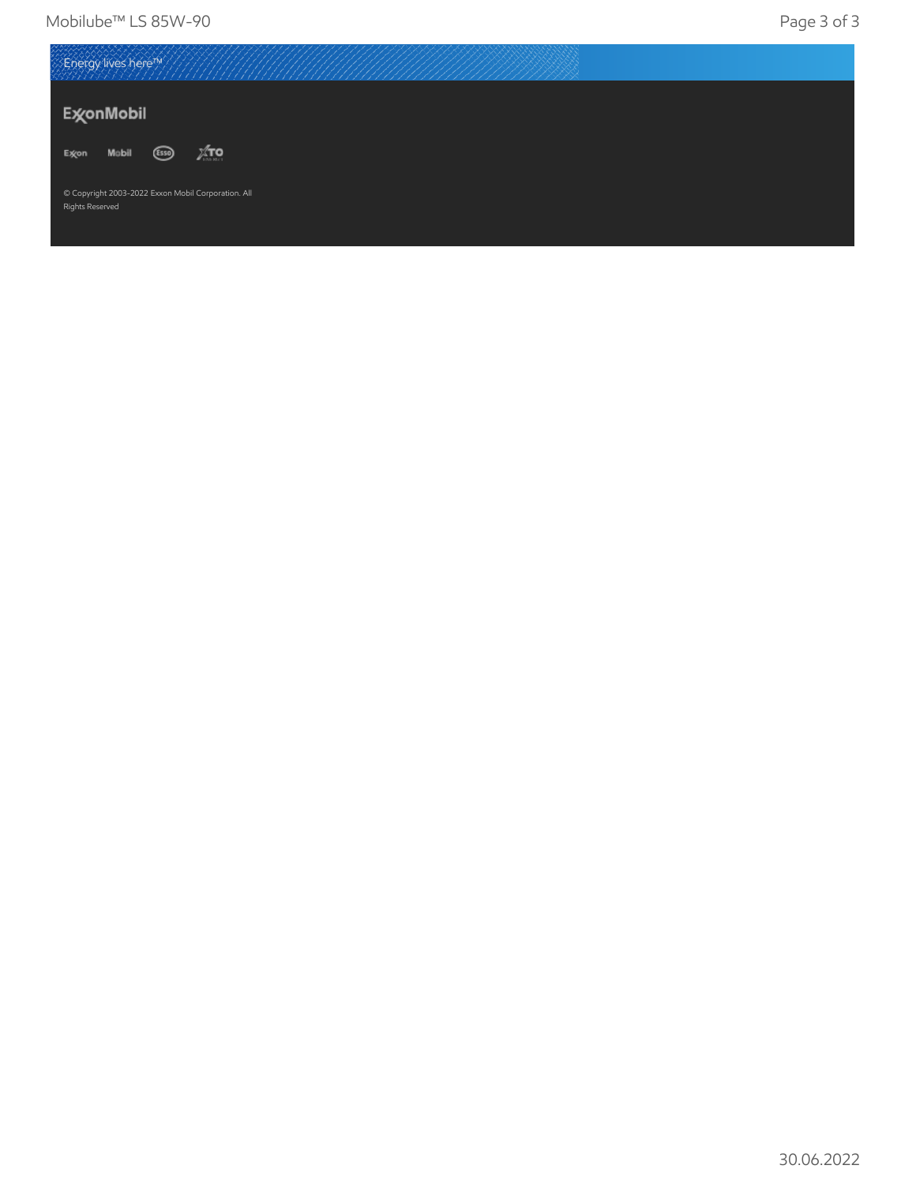Energy lives here™

ExxonMobil

Exxon Mobil Esso XTO

© Copyright 2003-2022 Exxon Mobil Corporation. All Rights Reserved